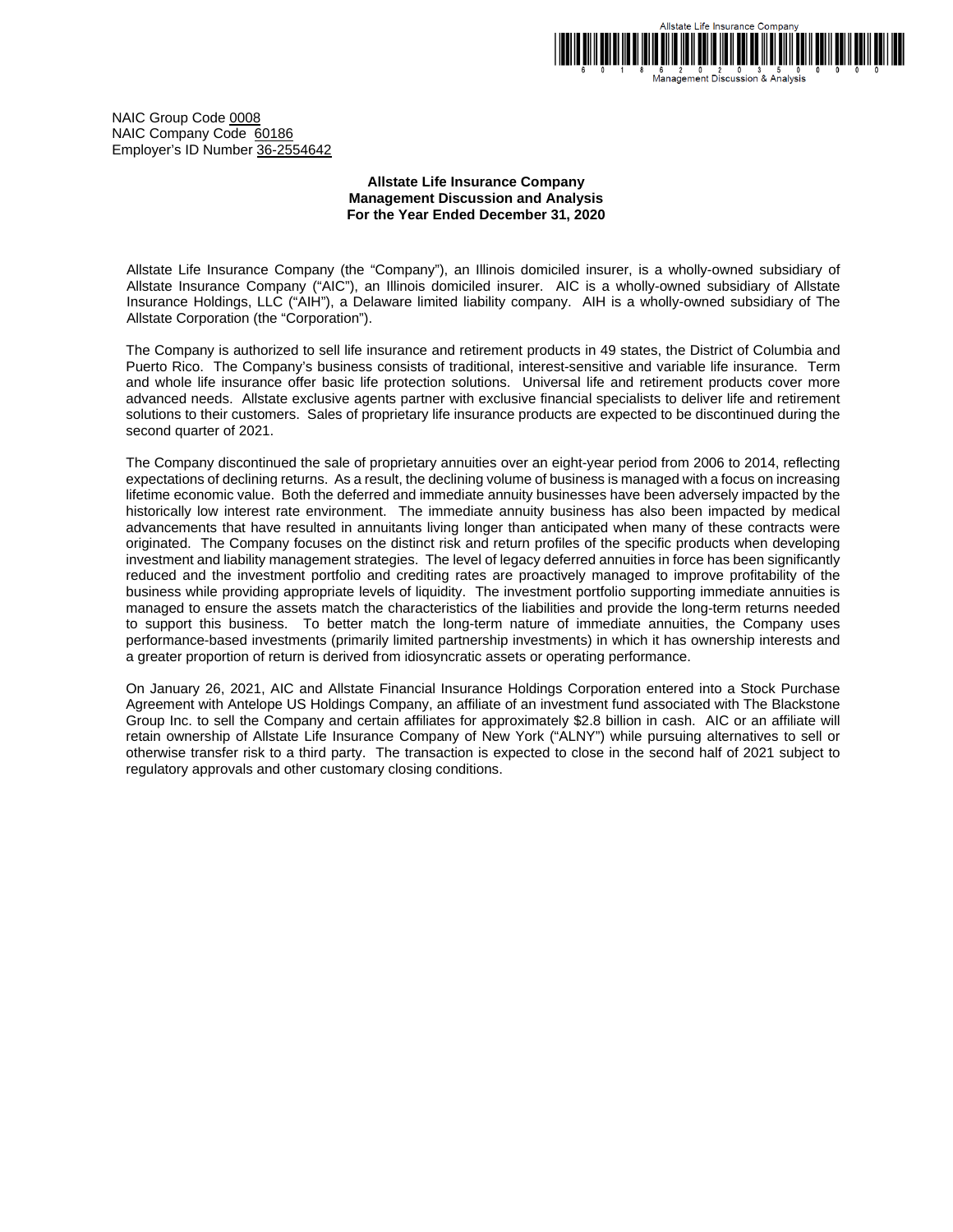NAIC Group Code 0008
NAIC Company Code 60186
Employer's ID Number 36-2554642

**Allstate Life Insurance Company**
**Management Discussion and Analysis**
**For the Year Ended December 31, 2020**

Allstate Life Insurance Company (the "Company"), an Illinois domiciled insurer, is a wholly-owned subsidiary of Allstate Insurance Company ("AIC"), an Illinois domiciled insurer. AIC is a wholly-owned subsidiary of Allstate Insurance Holdings, LLC ("AIH"), a Delaware limited liability company. AIH is a wholly-owned subsidiary of The Allstate Corporation (the "Corporation").

The Company is authorized to sell life insurance and retirement products in 49 states, the District of Columbia and Puerto Rico. The Company's business consists of traditional, interest-sensitive and variable life insurance. Term and whole life insurance offer basic life protection solutions. Universal life and retirement products cover more advanced needs. Allstate exclusive agents partner with exclusive financial specialists to deliver life and retirement solutions to their customers. Sales of proprietary life insurance products are expected to be discontinued during the second quarter of 2021.

The Company discontinued the sale of proprietary annuities over an eight-year period from 2006 to 2014, reflecting expectations of declining returns. As a result, the declining volume of business is managed with a focus on increasing lifetime economic value. Both the deferred and immediate annuity businesses have been adversely impacted by the historically low interest rate environment. The immediate annuity business has also been impacted by medical advancements that have resulted in annuitants living longer than anticipated when many of these contracts were originated. The Company focuses on the distinct risk and return profiles of the specific products when developing investment and liability management strategies. The level of legacy deferred annuities in force has been significantly reduced and the investment portfolio and crediting rates are proactively managed to improve profitability of the business while providing appropriate levels of liquidity. The investment portfolio supporting immediate annuities is managed to ensure the assets match the characteristics of the liabilities and provide the long-term returns needed to support this business. To better match the long-term nature of immediate annuities, the Company uses performance-based investments (primarily limited partnership investments) in which it has ownership interests and a greater proportion of return is derived from idiosyncratic assets or operating performance.

On January 26, 2021, AIC and Allstate Financial Insurance Holdings Corporation entered into a Stock Purchase Agreement with Antelope US Holdings Company, an affiliate of an investment fund associated with The Blackstone Group Inc. to sell the Company and certain affiliates for approximately $2.8 billion in cash. AIC or an affiliate will retain ownership of Allstate Life Insurance Company of New York ("ALNY") while pursuing alternatives to sell or otherwise transfer risk to a third party. The transaction is expected to close in the second half of 2021 subject to regulatory approvals and other customary closing conditions.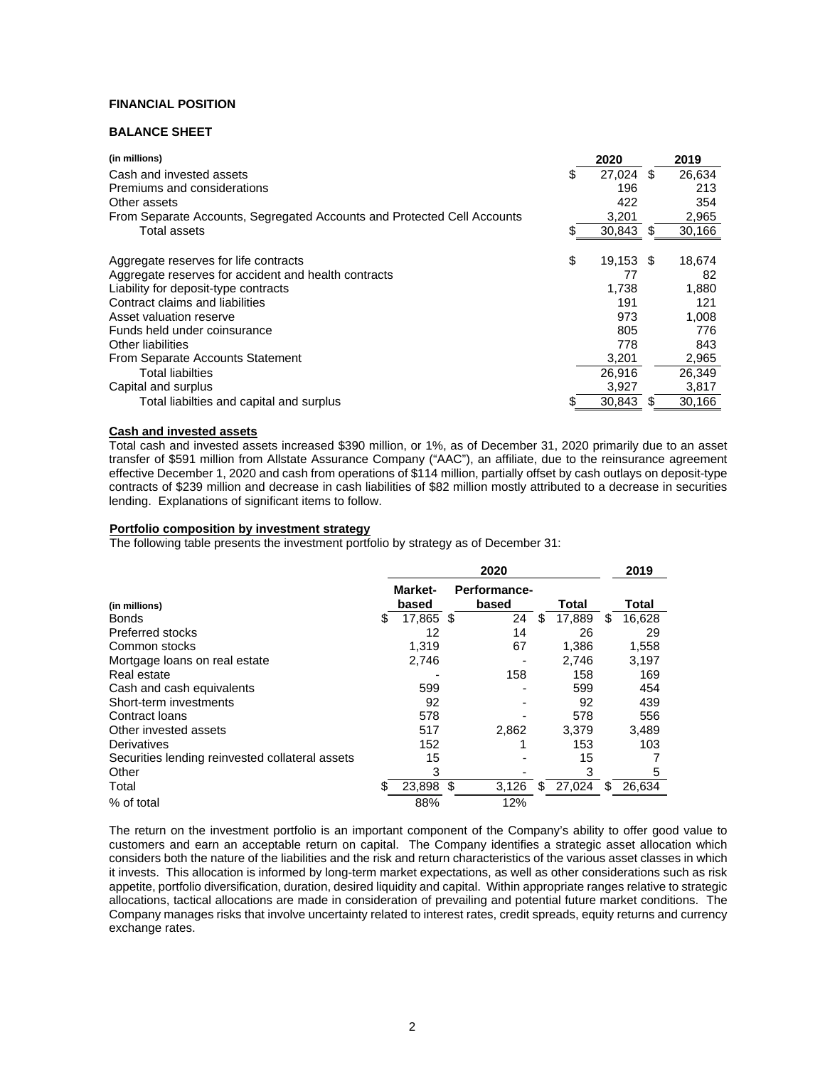**FINANCIAL POSITION**

**BALANCE SHEET**

| (in millions) | 2020 | 2019 |
|---|---|---|
| Cash and invested assets | $ 27,024 | $ 26,634 |
| Premiums and considerations | 196 | 213 |
| Other assets | 422 | 354 |
| From Separate Accounts, Segregated Accounts and Protected Cell Accounts | 3,201 | 2,965 |
| Total assets | $ 30,843 | $ 30,166 |
| | | |
| Aggregate reserves for life contracts | $ 19,153 | $ 18,674 |
| Aggregate reserves for accident and health contracts | 77 | 82 |
| Liability for deposit-type contracts | 1,738 | 1,880 |
| Contract claims and liabilities | 191 | 121 |
| Asset valuation reserve | 973 | 1,008 |
| Funds held under coinsurance | 805 | 776 |
| Other liabilities | 778 | 843 |
| From Separate Accounts Statement | 3,201 | 2,965 |
| Total liabilties | 26,916 | 26,349 |
| Capital and surplus | 3,927 | 3,817 |
| Total liabilties and capital and surplus | $ 30,843 | $ 30,166 |

**Cash and invested assets**

Total cash and invested assets increased $390 million, or 1%, as of December 31, 2020 primarily due to an asset transfer of $591 million from Allstate Assurance Company ("AAC"), an affiliate, due to the reinsurance agreement effective December 1, 2020 and cash from operations of $114 million, partially offset by cash outlays on deposit-type contracts of $239 million and decrease in cash liabilities of $82 million mostly attributed to a decrease in securities lending. Explanations of significant items to follow.

**Portfolio composition by investment strategy**

The following table presents the investment portfolio by strategy as of December 31:

| | 2020 | | | 2019 |
|---|---|---|---|---|
| (in millions) | Market-based | Performance-based | Total | Total |
| Bonds | $ 17,865 | $ 24 | $ 17,889 | $ 16,628 |
| Preferred stocks | 12 | 14 | 26 | 29 |
| Common stocks | 1,319 | 67 | 1,386 | 1,558 |
| Mortgage loans on real estate | 2,746 | - | 2,746 | 3,197 |
| Real estate | - | 158 | 158 | 169 |
| Cash and cash equivalents | 599 | - | 599 | 454 |
| Short-term investments | 92 | - | 92 | 439 |
| Contract loans | 578 | - | 578 | 556 |
| Other invested assets | 517 | 2,862 | 3,379 | 3,489 |
| Derivatives | 152 | 1 | 153 | 103 |
| Securities lending reinvested collateral assets | 15 | - | 15 | 7 |
| Other | 3 | - | 3 | 5 |
| Total | $ 23,898 | $ 3,126 | $ 27,024 | $ 26,634 |
| % of total | 88% | 12% | | |

The return on the investment portfolio is an important component of the Company's ability to offer good value to customers and earn an acceptable return on capital. The Company identifies a strategic asset allocation which considers both the nature of the liabilities and the risk and return characteristics of the various asset classes in which it invests. This allocation is informed by long-term market expectations, as well as other considerations such as risk appetite, portfolio diversification, duration, desired liquidity and capital. Within appropriate ranges relative to strategic allocations, tactical allocations are made in consideration of prevailing and potential future market conditions. The Company manages risks that involve uncertainty related to interest rates, credit spreads, equity returns and currency exchange rates.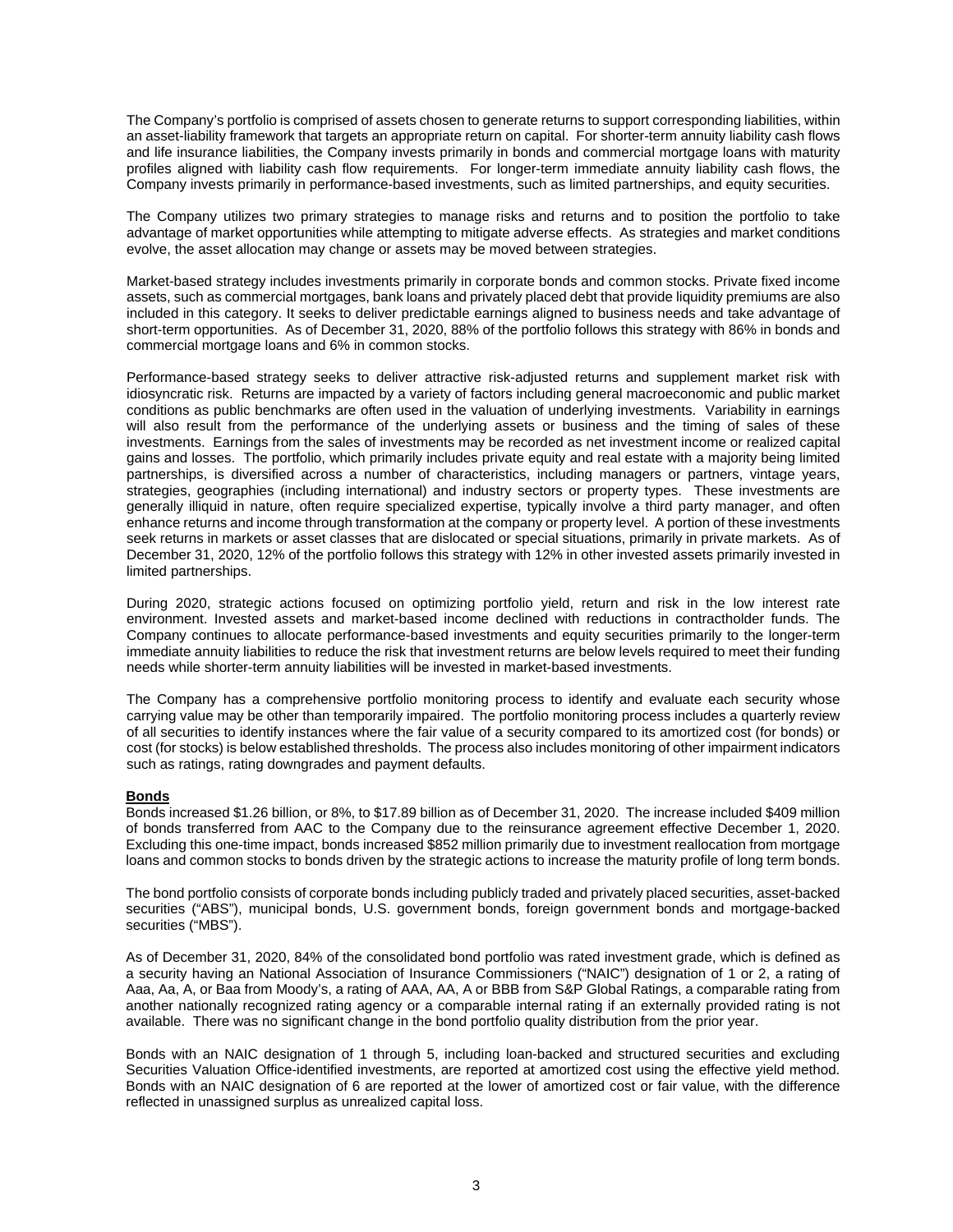The Company's portfolio is comprised of assets chosen to generate returns to support corresponding liabilities, within an asset-liability framework that targets an appropriate return on capital. For shorter-term annuity liability cash flows and life insurance liabilities, the Company invests primarily in bonds and commercial mortgage loans with maturity profiles aligned with liability cash flow requirements. For longer-term immediate annuity liability cash flows, the Company invests primarily in performance-based investments, such as limited partnerships, and equity securities.

The Company utilizes two primary strategies to manage risks and returns and to position the portfolio to take advantage of market opportunities while attempting to mitigate adverse effects. As strategies and market conditions evolve, the asset allocation may change or assets may be moved between strategies.

Market-based strategy includes investments primarily in corporate bonds and common stocks. Private fixed income assets, such as commercial mortgages, bank loans and privately placed debt that provide liquidity premiums are also included in this category. It seeks to deliver predictable earnings aligned to business needs and take advantage of short-term opportunities. As of December 31, 2020, 88% of the portfolio follows this strategy with 86% in bonds and commercial mortgage loans and 6% in common stocks.

Performance-based strategy seeks to deliver attractive risk-adjusted returns and supplement market risk with idiosyncratic risk. Returns are impacted by a variety of factors including general macroeconomic and public market conditions as public benchmarks are often used in the valuation of underlying investments. Variability in earnings will also result from the performance of the underlying assets or business and the timing of sales of these investments. Earnings from the sales of investments may be recorded as net investment income or realized capital gains and losses. The portfolio, which primarily includes private equity and real estate with a majority being limited partnerships, is diversified across a number of characteristics, including managers or partners, vintage years, strategies, geographies (including international) and industry sectors or property types. These investments are generally illiquid in nature, often require specialized expertise, typically involve a third party manager, and often enhance returns and income through transformation at the company or property level. A portion of these investments seek returns in markets or asset classes that are dislocated or special situations, primarily in private markets. As of December 31, 2020, 12% of the portfolio follows this strategy with 12% in other invested assets primarily invested in limited partnerships.

During 2020, strategic actions focused on optimizing portfolio yield, return and risk in the low interest rate environment. Invested assets and market-based income declined with reductions in contractholder funds. The Company continues to allocate performance-based investments and equity securities primarily to the longer-term immediate annuity liabilities to reduce the risk that investment returns are below levels required to meet their funding needs while shorter-term annuity liabilities will be invested in market-based investments.

The Company has a comprehensive portfolio monitoring process to identify and evaluate each security whose carrying value may be other than temporarily impaired. The portfolio monitoring process includes a quarterly review of all securities to identify instances where the fair value of a security compared to its amortized cost (for bonds) or cost (for stocks) is below established thresholds. The process also includes monitoring of other impairment indicators such as ratings, rating downgrades and payment defaults.

**Bonds**

Bonds increased $1.26 billion, or 8%, to $17.89 billion as of December 31, 2020. The increase included $409 million of bonds transferred from AAC to the Company due to the reinsurance agreement effective December 1, 2020. Excluding this one-time impact, bonds increased $852 million primarily due to investment reallocation from mortgage loans and common stocks to bonds driven by the strategic actions to increase the maturity profile of long term bonds.

The bond portfolio consists of corporate bonds including publicly traded and privately placed securities, asset-backed securities ("ABS"), municipal bonds, U.S. government bonds, foreign government bonds and mortgage-backed securities ("MBS").

As of December 31, 2020, 84% of the consolidated bond portfolio was rated investment grade, which is defined as a security having an National Association of Insurance Commissioners ("NAIC") designation of 1 or 2, a rating of Aaa, Aa, A, or Baa from Moody's, a rating of AAA, AA, A or BBB from S&P Global Ratings, a comparable rating from another nationally recognized rating agency or a comparable internal rating if an externally provided rating is not available. There was no significant change in the bond portfolio quality distribution from the prior year.

Bonds with an NAIC designation of 1 through 5, including loan-backed and structured securities and excluding Securities Valuation Office-identified investments, are reported at amortized cost using the effective yield method. Bonds with an NAIC designation of 6 are reported at the lower of amortized cost or fair value, with the difference reflected in unassigned surplus as unrealized capital loss.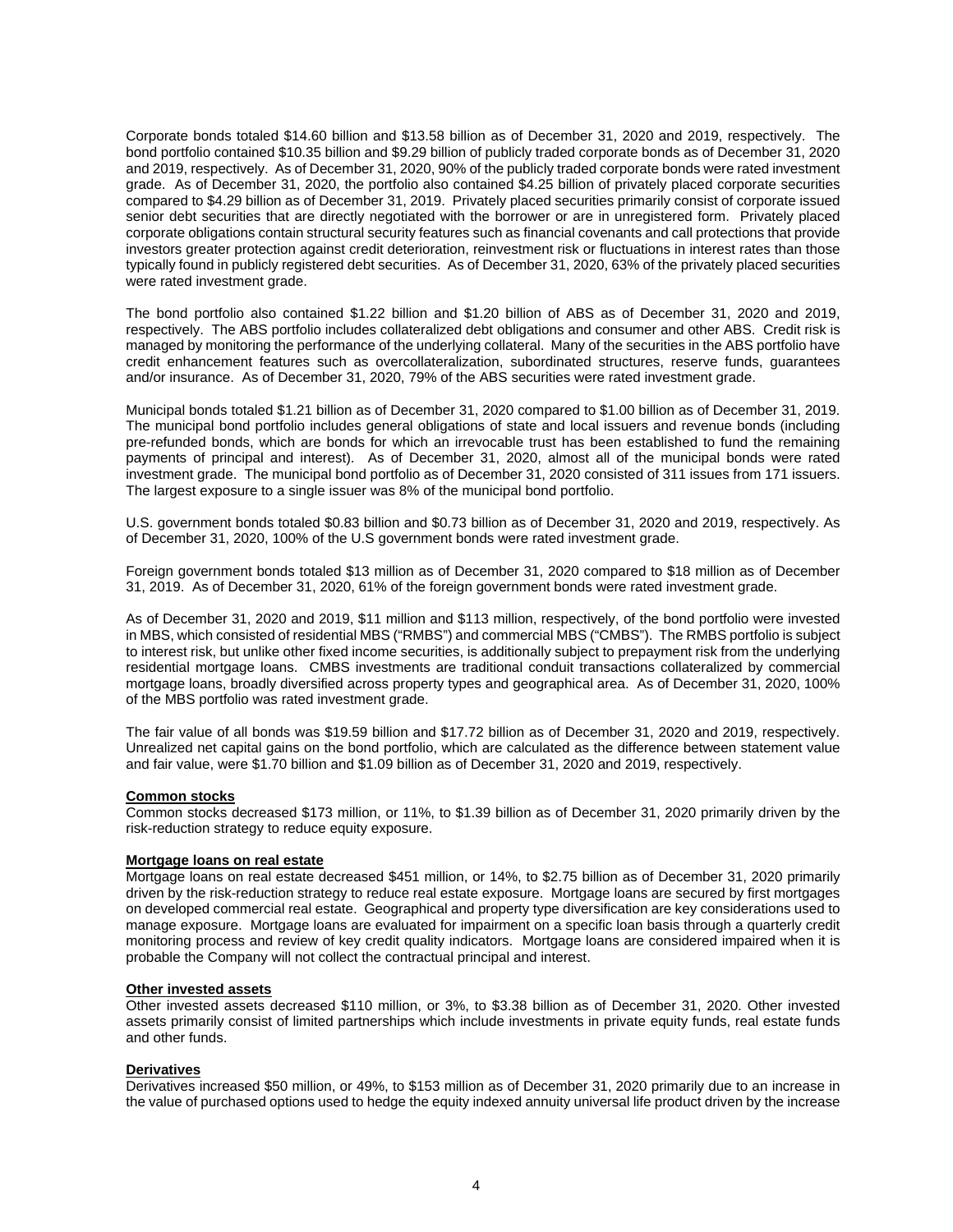Corporate bonds totaled $14.60 billion and $13.58 billion as of December 31, 2020 and 2019, respectively. The bond portfolio contained $10.35 billion and $9.29 billion of publicly traded corporate bonds as of December 31, 2020 and 2019, respectively. As of December 31, 2020, 90% of the publicly traded corporate bonds were rated investment grade. As of December 31, 2020, the portfolio also contained $4.25 billion of privately placed corporate securities compared to $4.29 billion as of December 31, 2019. Privately placed securities primarily consist of corporate issued senior debt securities that are directly negotiated with the borrower or are in unregistered form. Privately placed corporate obligations contain structural security features such as financial covenants and call protections that provide investors greater protection against credit deterioration, reinvestment risk or fluctuations in interest rates than those typically found in publicly registered debt securities. As of December 31, 2020, 63% of the privately placed securities were rated investment grade.

The bond portfolio also contained $1.22 billion and $1.20 billion of ABS as of December 31, 2020 and 2019, respectively. The ABS portfolio includes collateralized debt obligations and consumer and other ABS. Credit risk is managed by monitoring the performance of the underlying collateral. Many of the securities in the ABS portfolio have credit enhancement features such as overcollateralization, subordinated structures, reserve funds, guarantees and/or insurance. As of December 31, 2020, 79% of the ABS securities were rated investment grade.

Municipal bonds totaled $1.21 billion as of December 31, 2020 compared to $1.00 billion as of December 31, 2019. The municipal bond portfolio includes general obligations of state and local issuers and revenue bonds (including pre-refunded bonds, which are bonds for which an irrevocable trust has been established to fund the remaining payments of principal and interest). As of December 31, 2020, almost all of the municipal bonds were rated investment grade. The municipal bond portfolio as of December 31, 2020 consisted of 311 issues from 171 issuers. The largest exposure to a single issuer was 8% of the municipal bond portfolio.

U.S. government bonds totaled $0.83 billion and $0.73 billion as of December 31, 2020 and 2019, respectively. As of December 31, 2020, 100% of the U.S government bonds were rated investment grade.

Foreign government bonds totaled $13 million as of December 31, 2020 compared to $18 million as of December 31, 2019. As of December 31, 2020, 61% of the foreign government bonds were rated investment grade.

As of December 31, 2020 and 2019, $11 million and $113 million, respectively, of the bond portfolio were invested in MBS, which consisted of residential MBS ("RMBS") and commercial MBS ("CMBS"). The RMBS portfolio is subject to interest risk, but unlike other fixed income securities, is additionally subject to prepayment risk from the underlying residential mortgage loans. CMBS investments are traditional conduit transactions collateralized by commercial mortgage loans, broadly diversified across property types and geographical area. As of December 31, 2020, 100% of the MBS portfolio was rated investment grade.

The fair value of all bonds was $19.59 billion and $17.72 billion as of December 31, 2020 and 2019, respectively. Unrealized net capital gains on the bond portfolio, which are calculated as the difference between statement value and fair value, were $1.70 billion and $1.09 billion as of December 31, 2020 and 2019, respectively.

**Common stocks**

Common stocks decreased $173 million, or 11%, to $1.39 billion as of December 31, 2020 primarily driven by the risk-reduction strategy to reduce equity exposure.

**Mortgage loans on real estate**

Mortgage loans on real estate decreased $451 million, or 14%, to $2.75 billion as of December 31, 2020 primarily driven by the risk-reduction strategy to reduce real estate exposure. Mortgage loans are secured by first mortgages on developed commercial real estate. Geographical and property type diversification are key considerations used to manage exposure. Mortgage loans are evaluated for impairment on a specific loan basis through a quarterly credit monitoring process and review of key credit quality indicators. Mortgage loans are considered impaired when it is probable the Company will not collect the contractual principal and interest.

**Other invested assets**

Other invested assets decreased $110 million, or 3%, to $3.38 billion as of December 31, 2020. Other invested assets primarily consist of limited partnerships which include investments in private equity funds, real estate funds and other funds.

**Derivatives**

Derivatives increased $50 million, or 49%, to $153 million as of December 31, 2020 primarily due to an increase in the value of purchased options used to hedge the equity indexed annuity universal life product driven by the increase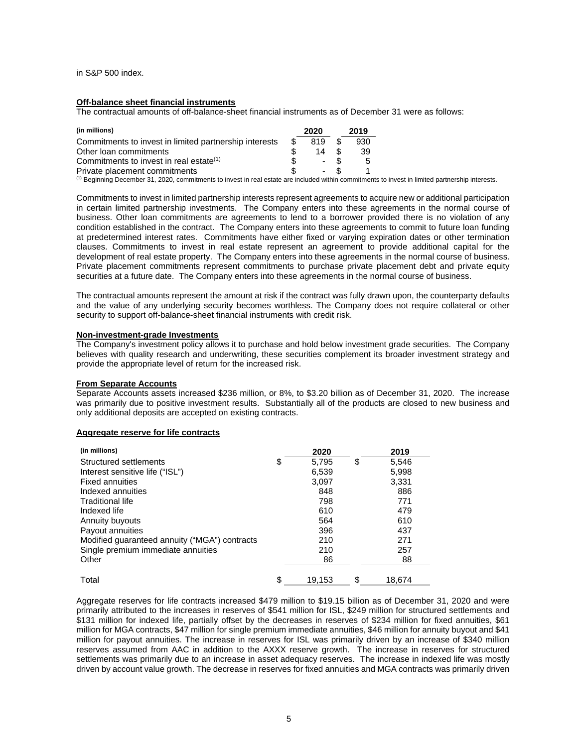in S&P 500 index.

**Off-balance sheet financial instruments**

The contractual amounts of off-balance-sheet financial instruments as of December 31 were as follows:

| (in millions) | 2020 | 2019 |
|---|---|---|
| Commitments to invest in limited partnership interests | $ 819 | $ 930 |
| Other loan commitments | $ 14 | $ 39 |
| Commitments to invest in real estate[1] | $ - | $ 5 |
| Private placement commitments | $ - | $ 1 |

[1] Beginning December 31, 2020, commitments to invest in real estate are included within commitments to invest in limited partnership interests.

Commitments to invest in limited partnership interests represent agreements to acquire new or additional participation in certain limited partnership investments. The Company enters into these agreements in the normal course of business. Other loan commitments are agreements to lend to a borrower provided there is no violation of any condition established in the contract. The Company enters into these agreements to commit to future loan funding at predetermined interest rates. Commitments have either fixed or varying expiration dates or other termination clauses. Commitments to invest in real estate represent an agreement to provide additional capital for the development of real estate property. The Company enters into these agreements in the normal course of business. Private placement commitments represent commitments to purchase private placement debt and private equity securities at a future date. The Company enters into these agreements in the normal course of business.

The contractual amounts represent the amount at risk if the contract was fully drawn upon, the counterparty defaults and the value of any underlying security becomes worthless. The Company does not require collateral or other security to support off-balance-sheet financial instruments with credit risk.

**Non-investment-grade Investments**

The Company's investment policy allows it to purchase and hold below investment grade securities. The Company believes with quality research and underwriting, these securities complement its broader investment strategy and provide the appropriate level of return for the increased risk.

**From Separate Accounts**

Separate Accounts assets increased $236 million, or 8%, to $3.20 billion as of December 31, 2020. The increase was primarily due to positive investment results. Substantially all of the products are closed to new business and only additional deposits are accepted on existing contracts.

**Aggregate reserve for life contracts**

| (in millions) | 2020 | 2019 |
|---|---|---|
| Structured settlements | $ 5,795 | $ 5,546 |
| Interest sensitive life ("ISL") | 6,539 | 5,998 |
| Fixed annuities | 3,097 | 3,331 |
| Indexed annuities | 848 | 886 |
| Traditional life | 798 | 771 |
| Indexed life | 610 | 479 |
| Annuity buyouts | 564 | 610 |
| Payout annuities | 396 | 437 |
| Modified guaranteed annuity ("MGA") contracts | 210 | 271 |
| Single premium immediate annuities | 210 | 257 |
| Other | 86 | 88 |
| Total | $ 19,153 | $ 18,674 |

Aggregate reserves for life contracts increased $479 million to $19.15 billion as of December 31, 2020 and were primarily attributed to the increases in reserves of $541 million for ISL, $249 million for structured settlements and $131 million for indexed life, partially offset by the decreases in reserves of $234 million for fixed annuities, $61 million for MGA contracts, $47 million for single premium immediate annuities, $46 million for annuity buyout and $41 million for payout annuities. The increase in reserves for ISL was primarily driven by an increase of $340 million reserves assumed from AAC in addition to the AXXX reserve growth. The increase in reserves for structured settlements was primarily due to an increase in asset adequacy reserves. The increase in indexed life was mostly driven by account value growth. The decrease in reserves for fixed annuities and MGA contracts was primarily driven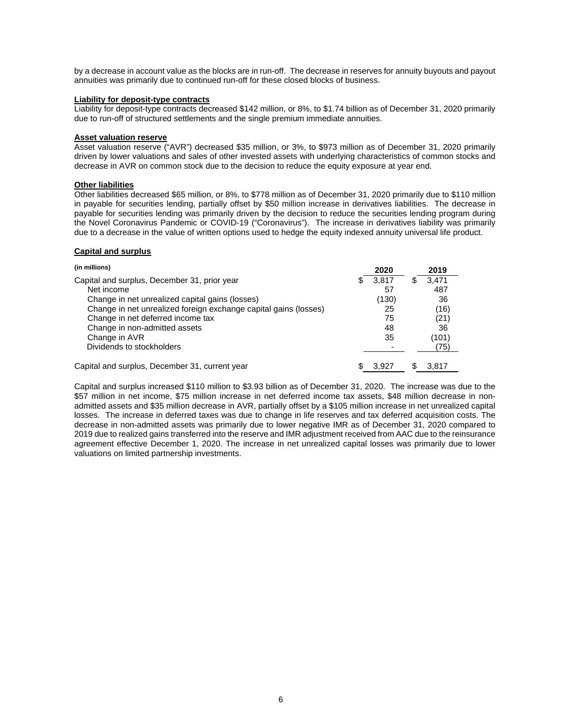by a decrease in account value as the blocks are in run-off. The decrease in reserves for annuity buyouts and payout annuities was primarily due to continued run-off for these closed blocks of business.

**Liability for deposit-type contracts**

Liability for deposit-type contracts decreased $142 million, or 8%, to $1.74 billion as of December 31, 2020 primarily due to run-off of structured settlements and the single premium immediate annuities.

**Asset valuation reserve**

Asset valuation reserve ("AVR") decreased $35 million, or 3%, to $973 million as of December 31, 2020 primarily driven by lower valuations and sales of other invested assets with underlying characteristics of common stocks and decrease in AVR on common stock due to the decision to reduce the equity exposure at year end.

**Other liabilities**

Other liabilities decreased $65 million, or 8%, to $778 million as of December 31, 2020 primarily due to $110 million in payable for securities lending, partially offset by $50 million increase in derivatives liabilities. The decrease in payable for securities lending was primarily driven by the decision to reduce the securities lending program during the Novel Coronavirus Pandemic or COVID-19 ("Coronavirus"). The increase in derivatives liability was primarily due to a decrease in the value of written options used to hedge the equity indexed annuity universal life product.

**Capital and surplus**

| (in millions) | 2020 | 2019 |
|---|---|---|
| Capital and surplus, December 31, prior year | $ 3,817 | $ 3,471 |
| Net income | 57 | 487 |
| Change in net unrealized capital gains (losses) | (130) | 36 |
| Change in net unrealized foreign exchange capital gains (losses) | 25 | (16) |
| Change in net deferred income tax | 75 | (21) |
| Change in non-admitted assets | 48 | 36 |
| Change in AVR | 35 | (101) |
| Dividends to stockholders | - | (75) |
| Capital and surplus, December 31, current year | $ 3,927 | $ 3,817 |

Capital and surplus increased $110 million to $3.93 billion as of December 31, 2020. The increase was due to the $57 million in net income, $75 million increase in net deferred income tax assets, $48 million decrease in non-admitted assets and $35 million decrease in AVR, partially offset by a $105 million increase in net unrealized capital losses. The increase in deferred taxes was due to change in life reserves and tax deferred acquisition costs. The decrease in non-admitted assets was primarily due to lower negative IMR as of December 31, 2020 compared to 2019 due to realized gains transferred into the reserve and IMR adjustment received from AAC due to the reinsurance agreement effective December 1, 2020. The increase in net unrealized capital losses was primarily due to lower valuations on limited partnership investments.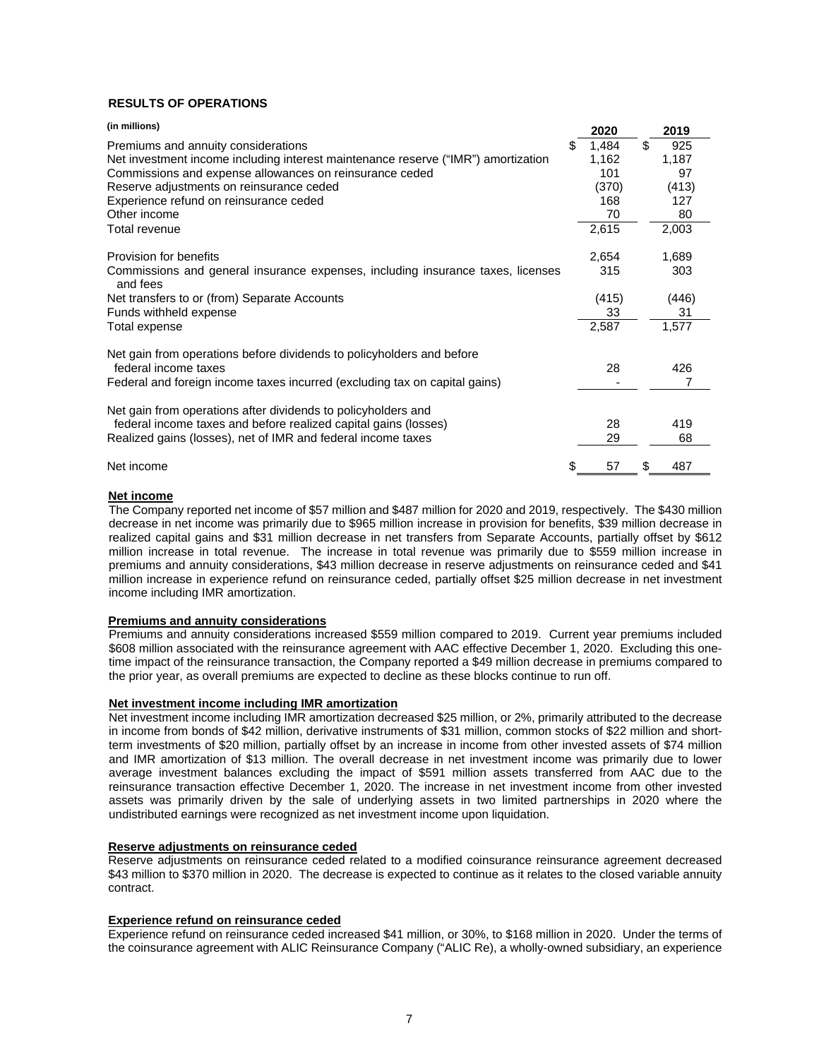## RESULTS OF OPERATIONS

| (in millions) | 2020 | 2019 |
|---|---|---|
| Premiums and annuity considerations | $ 1,484 | $ 925 |
| Net investment income including interest maintenance reserve ("IMR") amortization | 1,162 | 1,187 |
| Commissions and expense allowances on reinsurance ceded | 101 | 97 |
| Reserve adjustments on reinsurance ceded | (370) | (413) |
| Experience refund on reinsurance ceded | 168 | 127 |
| Other income | 70 | 80 |
| Total revenue | 2,615 | 2,003 |
| Provision for benefits | 2,654 | 1,689 |
| Commissions and general insurance expenses, including insurance taxes, licenses and fees | 315 | 303 |
| Net transfers to or (from) Separate Accounts | (415) | (446) |
| Funds withheld expense | 33 | 31 |
| Total expense | 2,587 | 1,577 |
| Net gain from operations before dividends to policyholders and before federal income taxes | 28 | 426 |
| Federal and foreign income taxes incurred (excluding tax on capital gains) | - | 7 |
| Net gain from operations after dividends to policyholders and federal income taxes and before realized capital gains (losses) | 28 | 419 |
| Realized gains (losses), net of IMR and federal income taxes | 29 | 68 |
| Net income | $ 57 | $ 487 |

### Net income

The Company reported net income of $57 million and $487 million for 2020 and 2019, respectively. The $430 million decrease in net income was primarily due to $965 million increase in provision for benefits, $39 million decrease in realized capital gains and $31 million decrease in net transfers from Separate Accounts, partially offset by $612 million increase in total revenue. The increase in total revenue was primarily due to $559 million increase in premiums and annuity considerations, $43 million decrease in reserve adjustments on reinsurance ceded and $41 million increase in experience refund on reinsurance ceded, partially offset $25 million decrease in net investment income including IMR amortization.

### Premiums and annuity considerations

Premiums and annuity considerations increased $559 million compared to 2019. Current year premiums included $608 million associated with the reinsurance agreement with AAC effective December 1, 2020. Excluding this one-time impact of the reinsurance transaction, the Company reported a $49 million decrease in premiums compared to the prior year, as overall premiums are expected to decline as these blocks continue to run off.

### Net investment income including IMR amortization

Net investment income including IMR amortization decreased $25 million, or 2%, primarily attributed to the decrease in income from bonds of $42 million, derivative instruments of $31 million, common stocks of $22 million and short-term investments of $20 million, partially offset by an increase in income from other invested assets of $74 million and IMR amortization of $13 million. The overall decrease in net investment income was primarily due to lower average investment balances excluding the impact of $591 million assets transferred from AAC due to the reinsurance transaction effective December 1, 2020. The increase in net investment income from other invested assets was primarily driven by the sale of underlying assets in two limited partnerships in 2020 where the undistributed earnings were recognized as net investment income upon liquidation.

### Reserve adjustments on reinsurance ceded

Reserve adjustments on reinsurance ceded related to a modified coinsurance reinsurance agreement decreased $43 million to $370 million in 2020. The decrease is expected to continue as it relates to the closed variable annuity contract.

### Experience refund on reinsurance ceded

Experience refund on reinsurance ceded increased $41 million, or 30%, to $168 million in 2020. Under the terms of the coinsurance agreement with ALIC Reinsurance Company ("ALIC Re), a wholly-owned subsidiary, an experience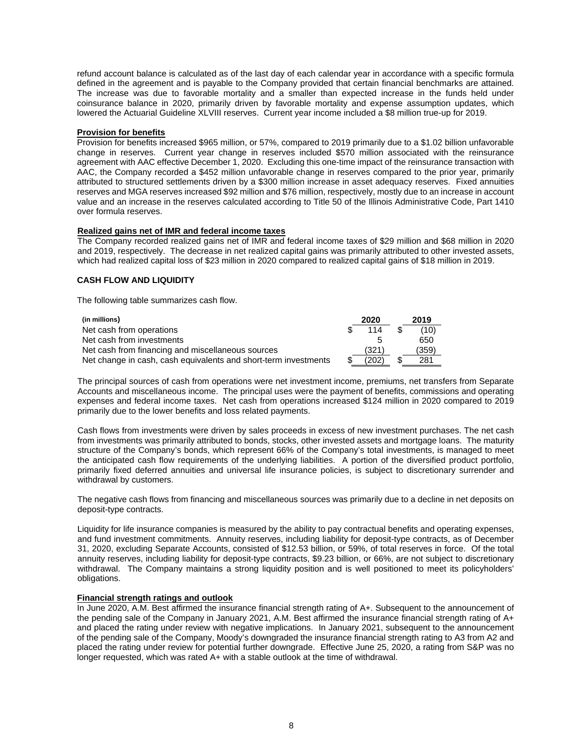refund account balance is calculated as of the last day of each calendar year in accordance with a specific formula defined in the agreement and is payable to the Company provided that certain financial benchmarks are attained. The increase was due to favorable mortality and a smaller than expected increase in the funds held under coinsurance balance in 2020, primarily driven by favorable mortality and expense assumption updates, which lowered the Actuarial Guideline XLVIII reserves. Current year income included a $8 million true-up for 2019.

**Provision for benefits**

Provision for benefits increased $965 million, or 57%, compared to 2019 primarily due to a $1.02 billion unfavorable change in reserves. Current year change in reserves included $570 million associated with the reinsurance agreement with AAC effective December 1, 2020. Excluding this one-time impact of the reinsurance transaction with AAC, the Company recorded a $452 million unfavorable change in reserves compared to the prior year, primarily attributed to structured settlements driven by a $300 million increase in asset adequacy reserves. Fixed annuities reserves and MGA reserves increased $92 million and $76 million, respectively, mostly due to an increase in account value and an increase in the reserves calculated according to Title 50 of the Illinois Administrative Code, Part 1410 over formula reserves.

**Realized gains net of IMR and federal income taxes**

The Company recorded realized gains net of IMR and federal income taxes of $29 million and $68 million in 2020 and 2019, respectively. The decrease in net realized capital gains was primarily attributed to other invested assets, which had realized capital loss of $23 million in 2020 compared to realized capital gains of $18 million in 2019.

## CASH FLOW AND LIQUIDITY

The following table summarizes cash flow.

| (in millions) | 2020 | 2019 |
|---|---|---|
| Net cash from operations | $ 114 | $ (10) |
| Net cash from investments | 5 | 650 |
| Net cash from financing and miscellaneous sources | (321) | (359) |
| Net change in cash, cash equivalents and short-term investments | $ (202) | $ 281 |

The principal sources of cash from operations were net investment income, premiums, net transfers from Separate Accounts and miscellaneous income. The principal uses were the payment of benefits, commissions and operating expenses and federal income taxes. Net cash from operations increased $124 million in 2020 compared to 2019 primarily due to the lower benefits and loss related payments.

Cash flows from investments were driven by sales proceeds in excess of new investment purchases. The net cash from investments was primarily attributed to bonds, stocks, other invested assets and mortgage loans. The maturity structure of the Company's bonds, which represent 66% of the Company's total investments, is managed to meet the anticipated cash flow requirements of the underlying liabilities. A portion of the diversified product portfolio, primarily fixed deferred annuities and universal life insurance policies, is subject to discretionary surrender and withdrawal by customers.

The negative cash flows from financing and miscellaneous sources was primarily due to a decline in net deposits on deposit-type contracts.

Liquidity for life insurance companies is measured by the ability to pay contractual benefits and operating expenses, and fund investment commitments. Annuity reserves, including liability for deposit-type contracts, as of December 31, 2020, excluding Separate Accounts, consisted of $12.53 billion, or 59%, of total reserves in force. Of the total annuity reserves, including liability for deposit-type contracts, $9.23 billion, or 66%, are not subject to discretionary withdrawal. The Company maintains a strong liquidity position and is well positioned to meet its policyholders' obligations.

**Financial strength ratings and outlook**

In June 2020, A.M. Best affirmed the insurance financial strength rating of A+. Subsequent to the announcement of the pending sale of the Company in January 2021, A.M. Best affirmed the insurance financial strength rating of A+ and placed the rating under review with negative implications. In January 2021, subsequent to the announcement of the pending sale of the Company, Moody's downgraded the insurance financial strength rating to A3 from A2 and placed the rating under review for potential further downgrade. Effective June 25, 2020, a rating from S&P was no longer requested, which was rated A+ with a stable outlook at the time of withdrawal.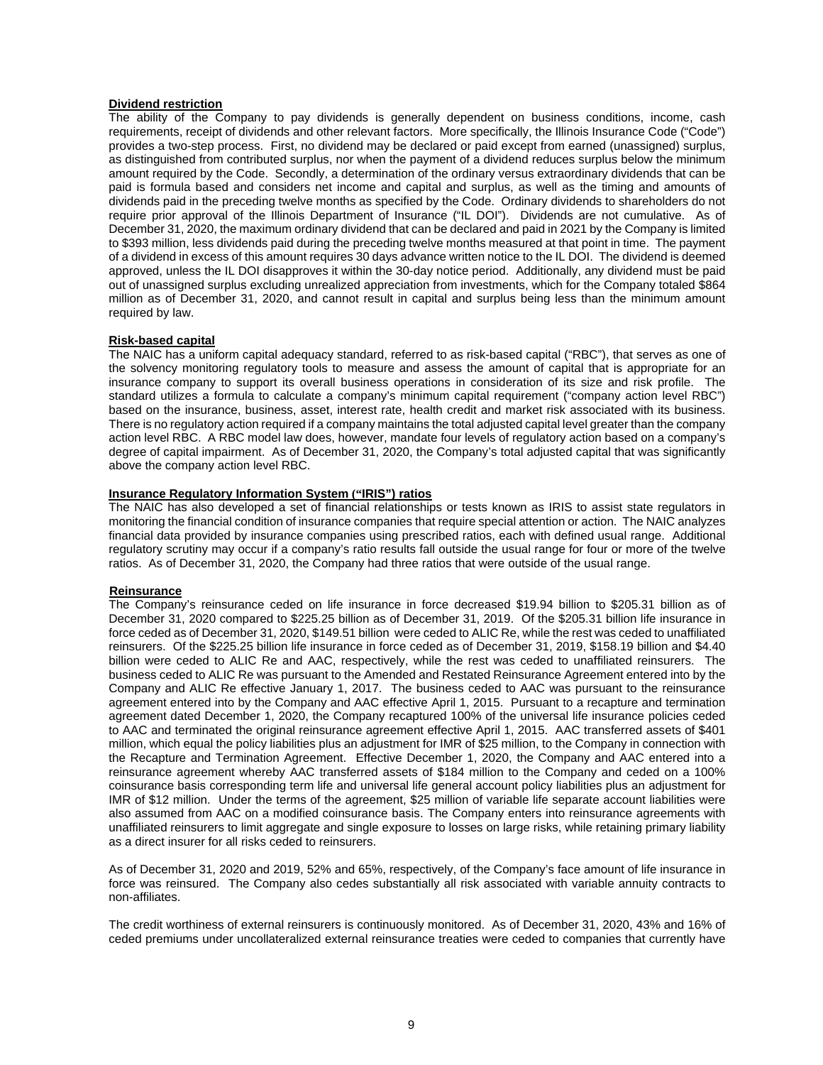**Dividend restriction**

The ability of the Company to pay dividends is generally dependent on business conditions, income, cash requirements, receipt of dividends and other relevant factors. More specifically, the Illinois Insurance Code ("Code") provides a two-step process. First, no dividend may be declared or paid except from earned (unassigned) surplus, as distinguished from contributed surplus, nor when the payment of a dividend reduces surplus below the minimum amount required by the Code. Secondly, a determination of the ordinary versus extraordinary dividends that can be paid is formula based and considers net income and capital and surplus, as well as the timing and amounts of dividends paid in the preceding twelve months as specified by the Code. Ordinary dividends to shareholders do not require prior approval of the Illinois Department of Insurance ("IL DOI"). Dividends are not cumulative. As of December 31, 2020, the maximum ordinary dividend that can be declared and paid in 2021 by the Company is limited to $393 million, less dividends paid during the preceding twelve months measured at that point in time. The payment of a dividend in excess of this amount requires 30 days advance written notice to the IL DOI. The dividend is deemed approved, unless the IL DOI disapproves it within the 30-day notice period. Additionally, any dividend must be paid out of unassigned surplus excluding unrealized appreciation from investments, which for the Company totaled $864 million as of December 31, 2020, and cannot result in capital and surplus being less than the minimum amount required by law.

**Risk-based capital**

The NAIC has a uniform capital adequacy standard, referred to as risk-based capital ("RBC"), that serves as one of the solvency monitoring regulatory tools to measure and assess the amount of capital that is appropriate for an insurance company to support its overall business operations in consideration of its size and risk profile. The standard utilizes a formula to calculate a company's minimum capital requirement ("company action level RBC") based on the insurance, business, asset, interest rate, health credit and market risk associated with its business. There is no regulatory action required if a company maintains the total adjusted capital level greater than the company action level RBC. A RBC model law does, however, mandate four levels of regulatory action based on a company's degree of capital impairment. As of December 31, 2020, the Company's total adjusted capital that was significantly above the company action level RBC.

**Insurance Regulatory Information System ("IRIS") ratios**

The NAIC has also developed a set of financial relationships or tests known as IRIS to assist state regulators in monitoring the financial condition of insurance companies that require special attention or action. The NAIC analyzes financial data provided by insurance companies using prescribed ratios, each with defined usual range. Additional regulatory scrutiny may occur if a company's ratio results fall outside the usual range for four or more of the twelve ratios. As of December 31, 2020, the Company had three ratios that were outside of the usual range.

**Reinsurance**

The Company's reinsurance ceded on life insurance in force decreased $19.94 billion to $205.31 billion as of December 31, 2020 compared to $225.25 billion as of December 31, 2019. Of the $205.31 billion life insurance in force ceded as of December 31, 2020, $149.51 billion were ceded to ALIC Re, while the rest was ceded to unaffiliated reinsurers. Of the $225.25 billion life insurance in force ceded as of December 31, 2019, $158.19 billion and $4.40 billion were ceded to ALIC Re and AAC, respectively, while the rest was ceded to unaffiliated reinsurers. The business ceded to ALIC Re was pursuant to the Amended and Restated Reinsurance Agreement entered into by the Company and ALIC Re effective January 1, 2017. The business ceded to AAC was pursuant to the reinsurance agreement entered into by the Company and AAC effective April 1, 2015. Pursuant to a recapture and termination agreement dated December 1, 2020, the Company recaptured 100% of the universal life insurance policies ceded to AAC and terminated the original reinsurance agreement effective April 1, 2015. AAC transferred assets of $401 million, which equal the policy liabilities plus an adjustment for IMR of $25 million, to the Company in connection with the Recapture and Termination Agreement. Effective December 1, 2020, the Company and AAC entered into a reinsurance agreement whereby AAC transferred assets of $184 million to the Company and ceded on a 100% coinsurance basis corresponding term life and universal life general account policy liabilities plus an adjustment for IMR of $12 million. Under the terms of the agreement, $25 million of variable life separate account liabilities were also assumed from AAC on a modified coinsurance basis. The Company enters into reinsurance agreements with unaffiliated reinsurers to limit aggregate and single exposure to losses on large risks, while retaining primary liability as a direct insurer for all risks ceded to reinsurers.

As of December 31, 2020 and 2019, 52% and 65%, respectively, of the Company's face amount of life insurance in force was reinsured. The Company also cedes substantially all risk associated with variable annuity contracts to non-affiliates.

The credit worthiness of external reinsurers is continuously monitored. As of December 31, 2020, 43% and 16% of ceded premiums under uncollateralized external reinsurance treaties were ceded to companies that currently have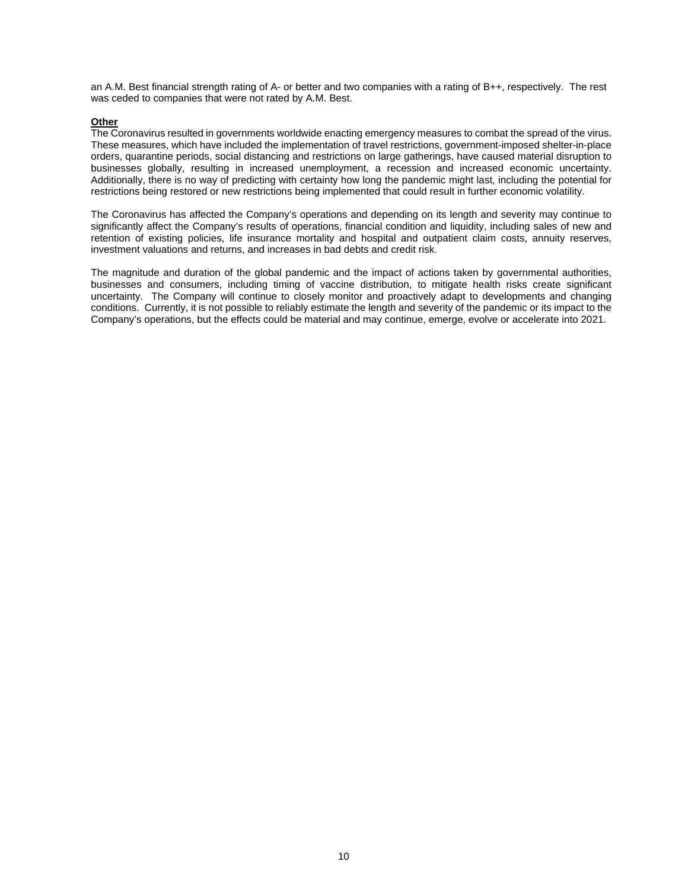an A.M. Best financial strength rating of A- or better and two companies with a rating of B++, respectively. The rest was ceded to companies that were not rated by A.M. Best.

**Other**

The Coronavirus resulted in governments worldwide enacting emergency measures to combat the spread of the virus. These measures, which have included the implementation of travel restrictions, government-imposed shelter-in-place orders, quarantine periods, social distancing and restrictions on large gatherings, have caused material disruption to businesses globally, resulting in increased unemployment, a recession and increased economic uncertainty. Additionally, there is no way of predicting with certainty how long the pandemic might last, including the potential for restrictions being restored or new restrictions being implemented that could result in further economic volatility.

The Coronavirus has affected the Company's operations and depending on its length and severity may continue to significantly affect the Company's results of operations, financial condition and liquidity, including sales of new and retention of existing policies, life insurance mortality and hospital and outpatient claim costs, annuity reserves, investment valuations and returns, and increases in bad debts and credit risk.

The magnitude and duration of the global pandemic and the impact of actions taken by governmental authorities, businesses and consumers, including timing of vaccine distribution, to mitigate health risks create significant uncertainty. The Company will continue to closely monitor and proactively adapt to developments and changing conditions. Currently, it is not possible to reliably estimate the length and severity of the pandemic or its impact to the Company's operations, but the effects could be material and may continue, emerge, evolve or accelerate into 2021.